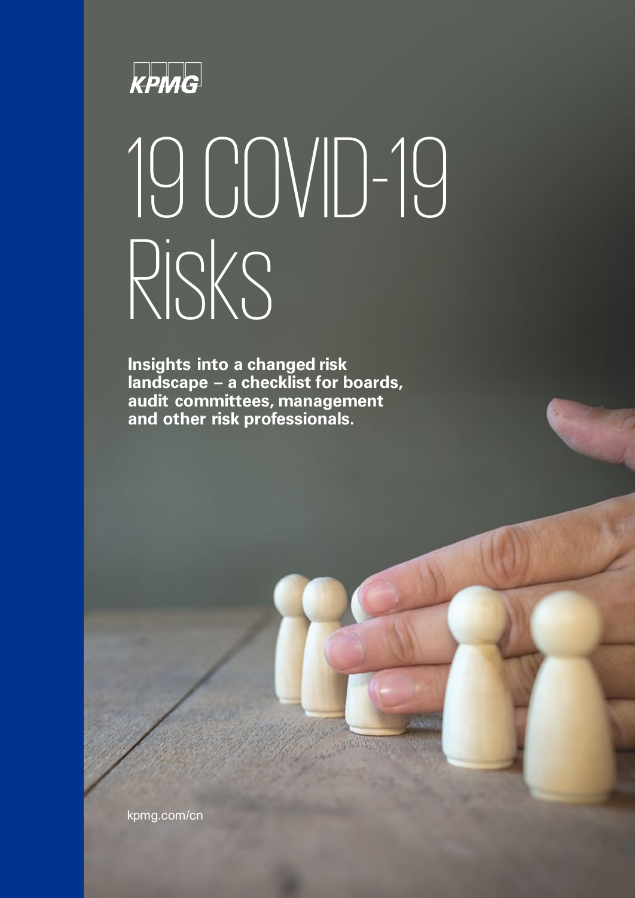KPMG

# 19 COVID-19 Risks

**Insights into a changed risk landscape – a checklist for boards, audit committees, management and other risk professionals.**

kpmg.com/cn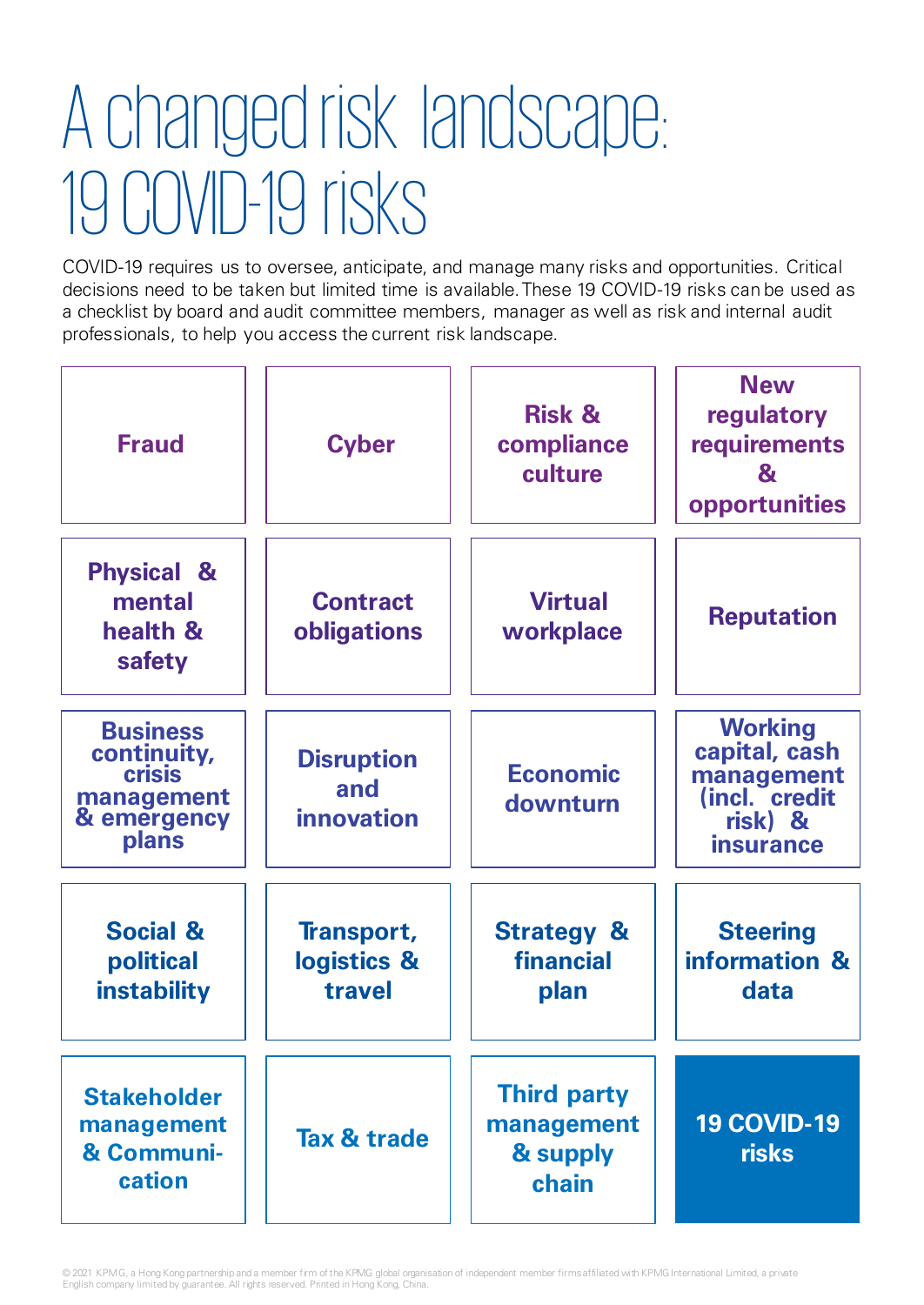# A changed risk landscape: 19 COVID-19 risks

COVID-19 requires us to oversee, anticipate, and manage many risks and opportunities. Critical decisions need to be taken but limited time is available. These 19 COVID-19 risks can be used as a checklist by board and audit committee members, manager as well as risk and internal audit professionals, to help you access the current risk landscape.

| | | | |
|---|---|---|---|
| **Fraud** | **Cyber** | **Risk & compliance culture** | **New regulatory requirements & opportunities** |
| **Physical & mental health & safety** | **Contract obligations** | **Virtual workplace** | **Reputation** |
| **Business continuity, crisis management & emergency plans** | **Disruption and innovation** | **Economic downturn** | **Working capital, cash management (incl. credit risk) & insurance** |
| **Social & political instability** | **Transport, logistics & travel** | **Strategy & financial plan** | **Steering information & data** |
| **Stakeholder management & Communi-cation** | **Tax & trade** | **Third party management & supply chain** | **19 COVID-19 risks** |

© 2021 KPMG, a Hong Kong partnership and a member firm of the KPMG global organisation of independent member firms affiliated with KPMG International Limited, a private English company limited by guarantee. All rights reserved. Printed in Hong Kong, China.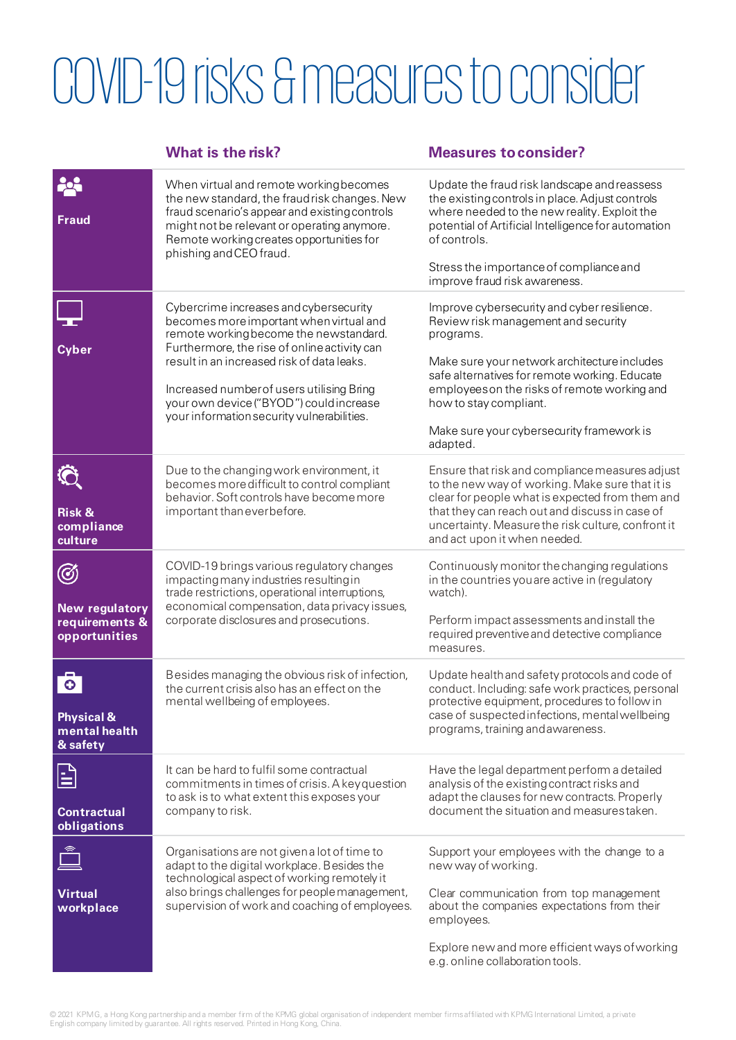# COVID-19 risks & measures to consider

| | What is the risk? | Measures to consider? |
|---|---|---|
| **Fraud** | When virtual and remote working becomes the new standard, the fraud risk changes. New fraud scenario's appear and existing controls might not be relevant or operating anymore. Remote working creates opportunities for phishing and CEO fraud. | Update the fraud risk landscape and reassess the existing controls in place. Adjust controls where needed to the new reality. Exploit the potential of Artificial Intelligence for automation of controls.<br><br>Stress the importance of compliance and improve fraud risk awareness. |
| **Cyber** | Cybercrime increases and cybersecurity becomes more important when virtual and remote working become the new standard. Furthermore, the rise of online activity can result in an increased risk of data leaks.<br><br>Increased number of users utilising Bring your own device ("BYOD") could increase your information security vulnerabilities. | Improve cybersecurity and cyber resilience. Review risk management and security programs.<br><br>Make sure your network architecture includes safe alternatives for remote working. Educate employees on the risks of remote working and how to stay compliant.<br><br>Make sure your cybersecurity framework is adapted. |
| **Risk & compliance culture** | Due to the changing work environment, it becomes more difficult to control compliant behavior. Soft controls have become more important than ever before. | Ensure that risk and compliance measures adjust to the new way of working. Make sure that it is clear for people what is expected from them and that they can reach out and discuss in case of uncertainty. Measure the risk culture, confront it and act upon it when needed. |
| **New regulatory requirements & opportunities** | COVID-19 brings various regulatory changes impacting many industries resulting in trade restrictions, operational interruptions, economical compensation, data privacy issues, corporate disclosures and prosecutions. | Continuously monitor the changing regulations in the countries you are active in (regulatory watch).<br><br>Perform impact assessments and install the required preventive and detective compliance measures. |
| **Physical & mental health & safety** | Besides managing the obvious risk of infection, the current crisis also has an effect on the mental wellbeing of employees. | Update health and safety protocols and code of conduct. Including: safe work practices, personal protective equipment, procedures to follow in case of suspected infections, mental wellbeing programs, training and awareness. |
| **Contractual obligations** | It can be hard to fulfil some contractual commitments in times of crisis. A key question to ask is to what extent this exposes your company to risk. | Have the legal department perform a detailed analysis of the existing contract risks and adapt the clauses for new contracts. Properly document the situation and measures taken. |
| **Virtual workplace** | Organisations are not given a lot of time to adapt to the digital workplace. Besides the technological aspect of working remotely it also brings challenges for people management, supervision of work and coaching of employees. | Support your employees with the change to a new way of working.<br><br>Clear communication from top management about the companies expectations from their employees.<br><br>Explore new and more efficient ways of working e.g. online collaboration tools. |

© 2021 KPMG, a Hong Kong partnership and a member firm of the KPMG global organisation of independent member firms affiliated with KPMG International Limited, a private English company limited by guarantee. All rights reserved. Printed in Hong Kong, China.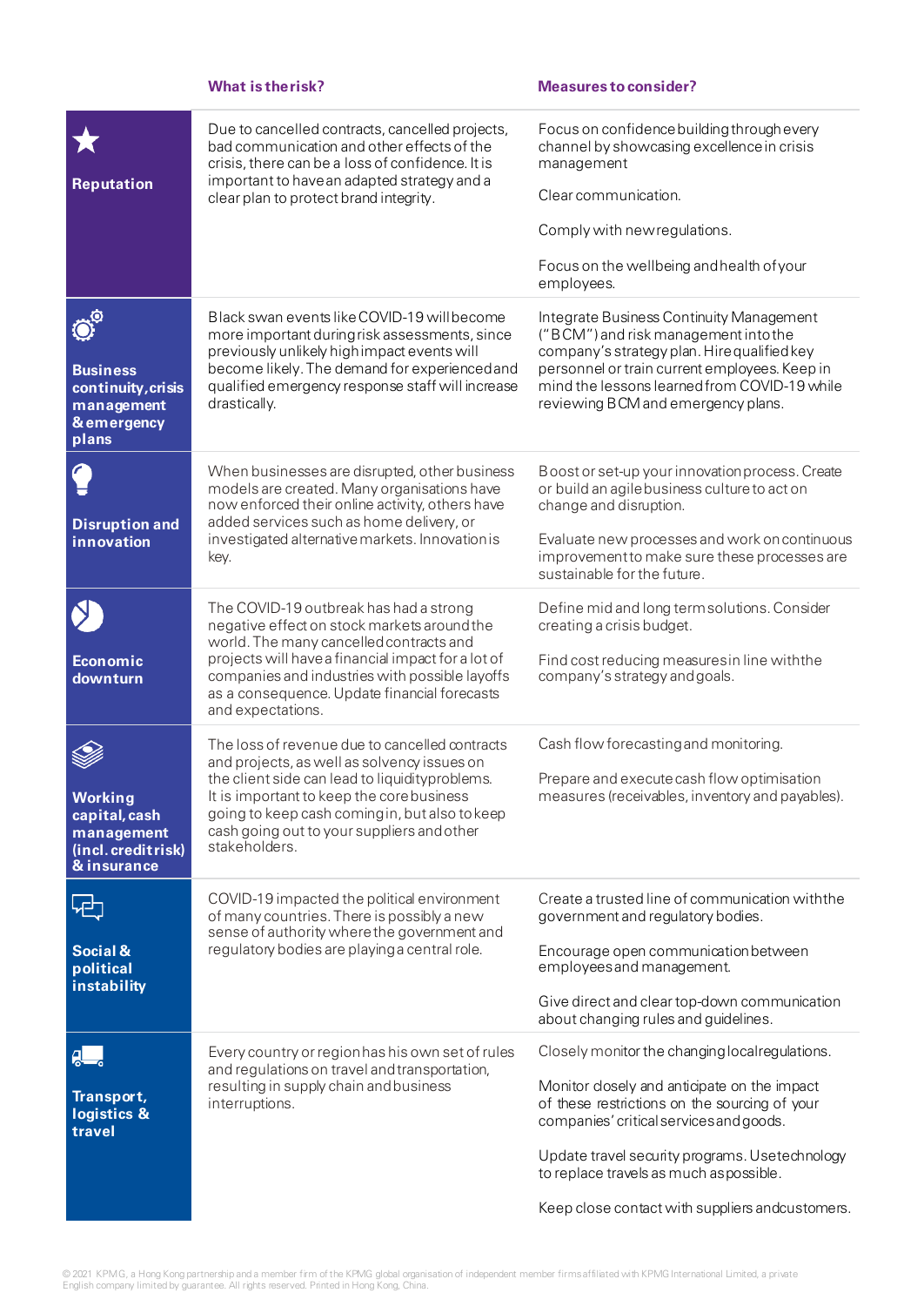| | What is the risk? | Measures to consider? |
|---|---|---|
| **Reputation** | Due to cancelled contracts, cancelled projects, bad communication and other effects of the crisis, there can be a loss of confidence. It is important to have an adapted strategy and a clear plan to protect brand integrity. | Focus on confidence building through every channel by showcasing excellence in crisis management<br><br>Clear communication.<br><br>Comply with new regulations.<br><br>Focus on the wellbeing and health of your employees. |
| **Business continuity, crisis management & emergency plans** | Black swan events like COVID-19 will become more important during risk assessments, since previously unlikely high impact events will become likely. The demand for experienced and qualified emergency response staff will increase drastically. | Integrate Business Continuity Management ("BCM") and risk management into the company's strategy plan. Hire qualified key personnel or train current employees. Keep in mind the lessons learned from COVID-19 while reviewing BCM and emergency plans. |
| **Disruption and innovation** | When businesses are disrupted, other business models are created. Many organisations have now enforced their online activity, others have added services such as home delivery, or investigated alternative markets. Innovation is key. | Boost or set-up your innovation process. Create or build an agile business culture to act on change and disruption.<br><br>Evaluate new processes and work on continuous improvement to make sure these processes are sustainable for the future. |
| **Economic downturn** | The COVID-19 outbreak has had a strong negative effect on stock markets around the world. The many cancelled contracts and projects will have a financial impact for a lot of companies and industries with possible layoffs as a consequence. Update financial forecasts and expectations. | Define mid and long term solutions. Consider creating a crisis budget.<br><br>Find cost reducing measures in line with the company's strategy and goals. |
| **Working capital, cash management (incl. credit risk) & insurance** | The loss of revenue due to cancelled contracts and projects, as well as solvency issues on the client side can lead to liquidity problems. It is important to keep the core business going to keep cash coming in, but also to keep cash going out to your suppliers and other stakeholders. | Cash flow forecasting and monitoring.<br><br>Prepare and execute cash flow optimisation measures (receivables, inventory and payables). |
| **Social & political instability** | COVID-19 impacted the political environment of many countries. There is possibly a new sense of authority where the government and regulatory bodies are playing a central role. | Create a trusted line of communication with the government and regulatory bodies.<br><br>Encourage open communication between employees and management.<br><br>Give direct and clear top-down communication about changing rules and guidelines. |
| **Transport, logistics & travel** | Every country or region has his own set of rules and regulations on travel and transportation, resulting in supply chain and business interruptions. | Closely monitor the changing local regulations.<br><br>Monitor closely and anticipate on the impact of these restrictions on the sourcing of your companies' critical services and goods.<br><br>Update travel security programs. Use technology to replace travels as much as possible.<br><br>Keep close contact with suppliers and customers. |

© 2021 KPMG, a Hong Kong partnership and a member firm of the KPMG global organisation of independent member firms affiliated with KPMG International Limited, a private English company limited by guarantee. All rights reserved. Printed in Hong Kong, China.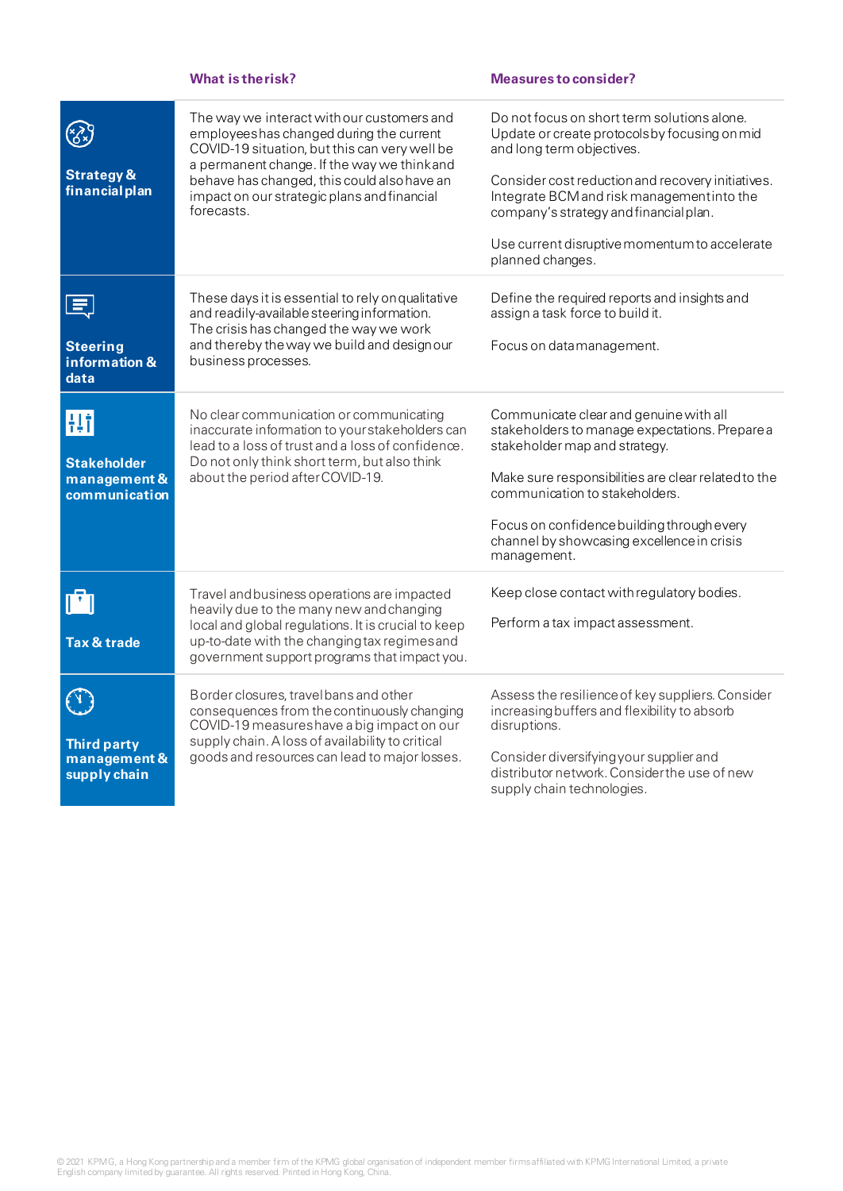| | What is the risk? | Measures to consider? |
|---|---|---|
| **Strategy & financial plan** | The way we interact with our customers and employees has changed during the current COVID-19 situation, but this can very well be a permanent change. If the way we think and behave has changed, this could also have an impact on our strategic plans and financial forecasts. | Do not focus on short term solutions alone. Update or create protocols by focusing on mid and long term objectives.<br><br>Consider cost reduction and recovery initiatives. Integrate BCM and risk management into the company's strategy and financial plan.<br><br>Use current disruptive momentum to accelerate planned changes. |
| **Steering information & data** | These days it is essential to rely on qualitative and readily-available steering information. The crisis has changed the way we work and thereby the way we build and design our business processes. | Define the required reports and insights and assign a task force to build it.<br><br>Focus on data management. |
| **Stakeholder management & communication** | No clear communication or communicating inaccurate information to your stakeholders can lead to a loss of trust and a loss of confidence. Do not only think short term, but also think about the period after COVID-19. | Communicate clear and genuine with all stakeholders to manage expectations. Prepare a stakeholder map and strategy.<br><br>Make sure responsibilities are clear related to the communication to stakeholders.<br><br>Focus on confidence building through every channel by showcasing excellence in crisis management. |
| **Tax & trade** | Travel and business operations are impacted heavily due to the many new and changing local and global regulations. It is crucial to keep up-to-date with the changing tax regimes and government support programs that impact you. | Keep close contact with regulatory bodies.<br><br>Perform a tax impact assessment. |
| **Third party management & supply chain** | Border closures, travel bans and other consequences from the continuously changing COVID-19 measures have a big impact on our supply chain. A loss of availability to critical goods and resources can lead to major losses. | Assess the resilience of key suppliers. Consider increasing buffers and flexibility to absorb disruptions.<br><br>Consider diversifying your supplier and distributor network. Consider the use of new supply chain technologies. |

© 2021 KPMG, a Hong Kong partnership and a member firm of the KPMG global organisation of independent member firms affiliated with KPMG International Limited, a private English company limited by guarantee. All rights reserved. Printed in Hong Kong, China.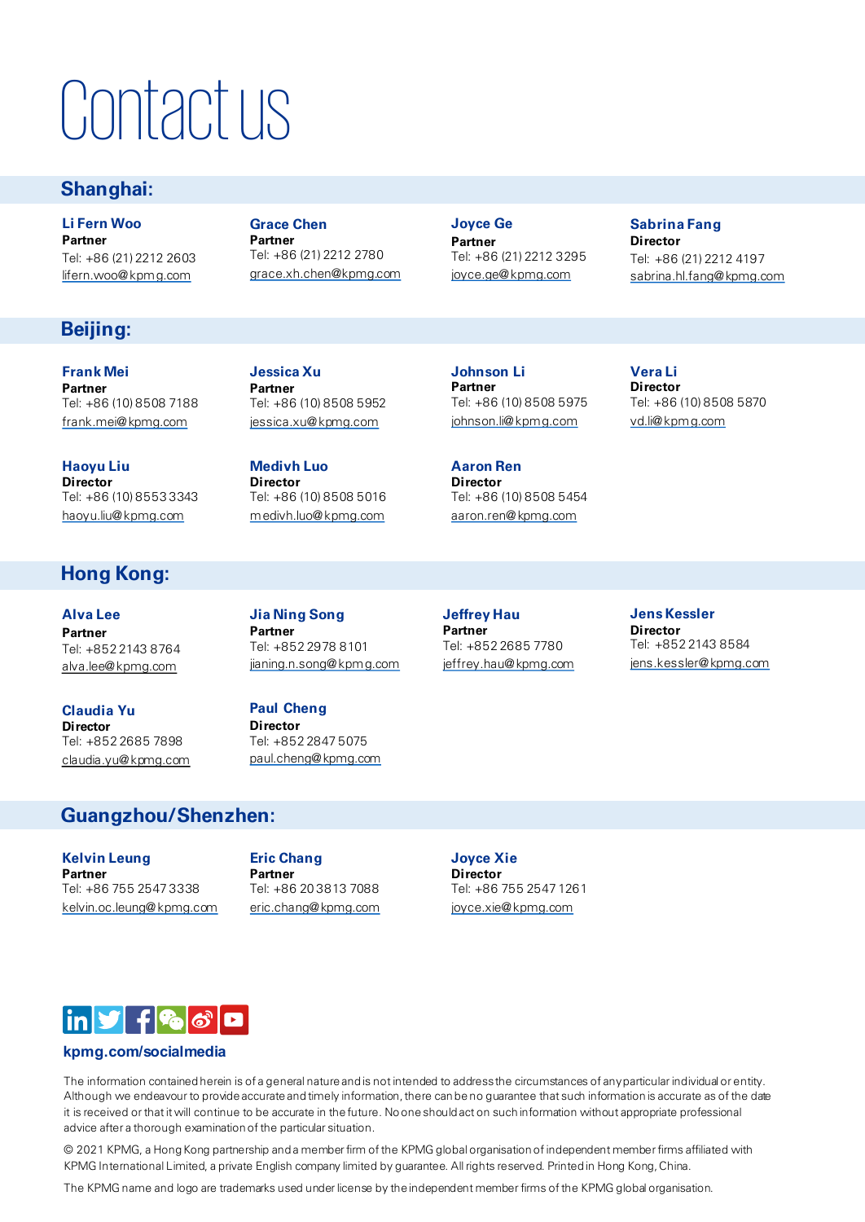# Contact us

## Shanghai:

**Li Fern Woo**
**Partner**
Tel: +86 (21) 2212 2603
lifern.woo@kpmg.com

**Grace Chen**
**Partner**
Tel: +86 (21) 2212 2780
grace.xh.chen@kpmg.com

**Joyce Ge**
**Partner**
Tel: +86 (21) 2212 3295
joyce.ge@kpmg.com

**Sabrina Fang**
**Director**
Tel: +86 (21) 2212 4197
sabrina.hl.fang@kpmg.com

## Beijing:

**Frank Mei**
**Partner**
Tel: +86 (10) 8508 7188
frank.mei@kpmg.com

**Jessica Xu**
**Partner**
Tel: +86 (10) 8508 5952
jessica.xu@kpmg.com

**Johnson Li**
**Partner**
Tel: +86 (10) 8508 5975
johnson.li@kpmg.com

**Vera Li**
**Director**
Tel: +86 (10) 8508 5870
vd.li@kpmg.com

**Haoyu Liu**
**Director**
Tel: +86 (10) 8553 3343
haoyu.liu@kpmg.com

**Medivh Luo**
**Director**
Tel: +86 (10) 8508 5016
medivh.luo@kpmg.com

**Aaron Ren**
**Director**
Tel: +86 (10) 8508 5454
aaron.ren@kpmg.com

## Hong Kong:

**Alva Lee**
**Partner**
Tel: +852 2143 8764
alva.lee@kpmg.com

**Jia Ning Song**
**Partner**
Tel: +852 2978 8101
jianing.n.song@kpmg.com

**Jeffrey Hau**
**Partner**
Tel: +852 2685 7780
jeffrey.hau@kpmg.com

**Jens Kessler**
**Director**
Tel: +852 2143 8584
jens.kessler@kpmg.com

**Claudia Yu**
**Director**
Tel: +852 2685 7898
claudia.yu@kpmg.com

**Paul Cheng**
**Director**
Tel: +852 2847 5075
paul.cheng@kpmg.com

## Guangzhou/Shenzhen:

**Kelvin Leung**
**Partner**
Tel: +86 755 2547 3338
kelvin.oc.leung@kpmg.com

**Eric Chang**
**Partner**
Tel: +86 20 3813 7088
eric.chang@kpmg.com

**Joyce Xie**
**Director**
Tel: +86 755 2547 1261
joyce.xie@kpmg.com

**kpmg.com/socialmedia**

The information contained herein is of a general nature and is not intended to address the circumstances of any particular individual or entity. Although we endeavour to provide accurate and timely information, there can be no guarantee that such information is accurate as of the date it is received or that it will continue to be accurate in the future. No one should act on such information without appropriate professional advice after a thorough examination of the particular situation.

© 2021 KPMG, a Hong Kong partnership and a member firm of the KPMG global organisation of independent member firms affiliated with KPMG International Limited, a private English company limited by guarantee. All rights reserved. Printed in Hong Kong, China.

The KPMG name and logo are trademarks used under license by the independent member firms of the KPMG global organisation.